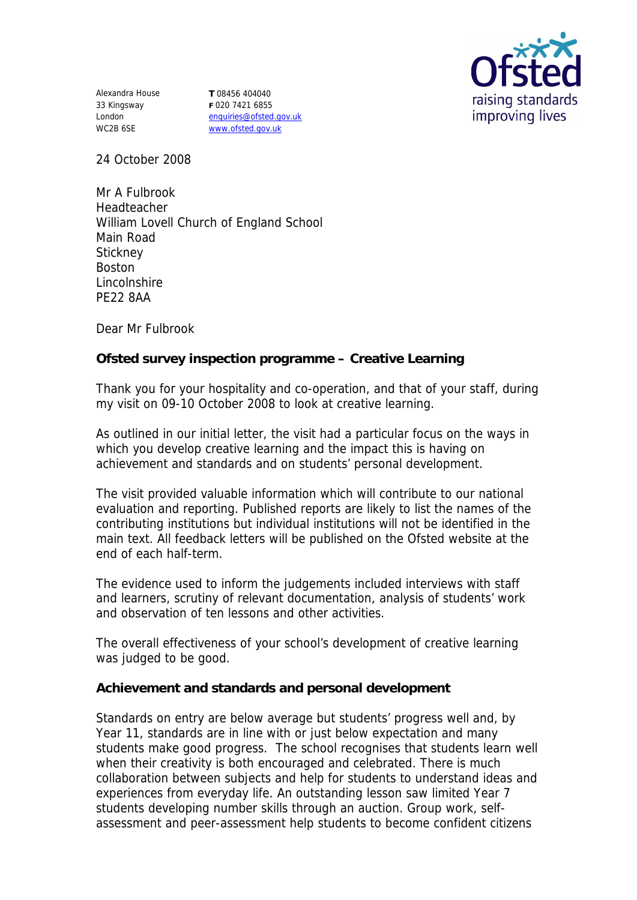Alexandra House
33 Kingsway
London
WC2B 6SE

**T** 08456 404040
**F** 020 7421 6855
enquiries@ofsted.gov.uk
www.ofsted.gov.uk

Ofsted
raising standards
improving lives

24 October 2008

Mr A Fulbrook
Headteacher
William Lovell Church of England School
Main Road
Stickney
Boston
Lincolnshire
PE22 8AA

Dear Mr Fulbrook

**Ofsted survey inspection programme – Creative Learning**

Thank you for your hospitality and co-operation, and that of your staff, during my visit on 09-10 October 2008 to look at creative learning.

As outlined in our initial letter, the visit had a particular focus on the ways in which you develop creative learning and the impact this is having on achievement and standards and on students' personal development.

The visit provided valuable information which will contribute to our national evaluation and reporting. Published reports are likely to list the names of the contributing institutions but individual institutions will not be identified in the main text. All feedback letters will be published on the Ofsted website at the end of each half-term.

The evidence used to inform the judgements included interviews with staff and learners, scrutiny of relevant documentation, analysis of students' work and observation of ten lessons and other activities.

The overall effectiveness of your school's development of creative learning was judged to be good.

**Achievement and standards and personal development**

Standards on entry are below average but students' progress well and, by Year 11, standards are in line with or just below expectation and many students make good progress. The school recognises that students learn well when their creativity is both encouraged and celebrated. There is much collaboration between subjects and help for students to understand ideas and experiences from everyday life. An outstanding lesson saw limited Year 7 students developing number skills through an auction. Group work, self-assessment and peer-assessment help students to become confident citizens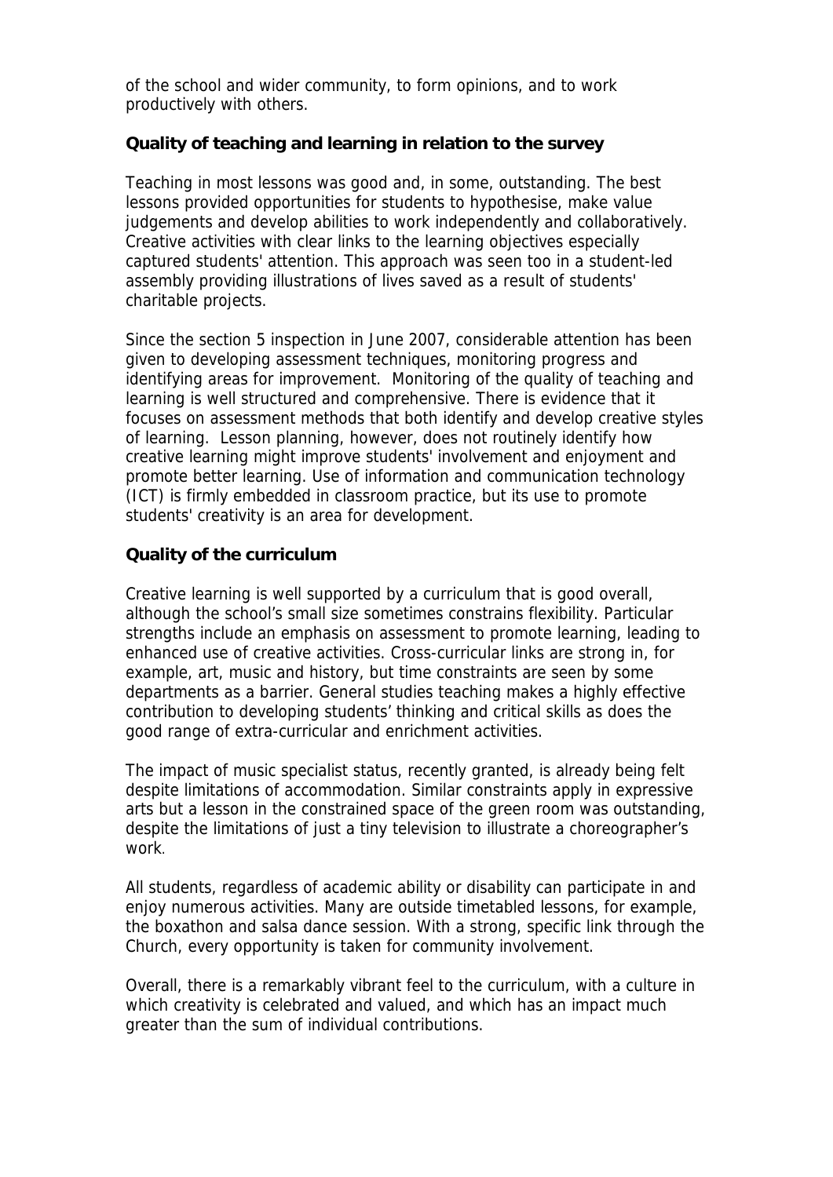of the school and wider community, to form opinions, and to work productively with others.

**Quality of teaching and learning in relation to the survey**

Teaching in most lessons was good and, in some, outstanding. The best lessons provided opportunities for students to hypothesise, make value judgements and develop abilities to work independently and collaboratively. Creative activities with clear links to the learning objectives especially captured students' attention. This approach was seen too in a student-led assembly providing illustrations of lives saved as a result of students' charitable projects.

Since the section 5 inspection in June 2007, considerable attention has been given to developing assessment techniques, monitoring progress and identifying areas for improvement. Monitoring of the quality of teaching and learning is well structured and comprehensive. There is evidence that it focuses on assessment methods that both identify and develop creative styles of learning. Lesson planning, however, does not routinely identify how creative learning might improve students' involvement and enjoyment and promote better learning. Use of information and communication technology (ICT) is firmly embedded in classroom practice, but its use to promote students' creativity is an area for development.

**Quality of the curriculum**

Creative learning is well supported by a curriculum that is good overall, although the school's small size sometimes constrains flexibility. Particular strengths include an emphasis on assessment to promote learning, leading to enhanced use of creative activities. Cross-curricular links are strong in, for example, art, music and history, but time constraints are seen by some departments as a barrier. General studies teaching makes a highly effective contribution to developing students' thinking and critical skills as does the good range of extra-curricular and enrichment activities.

The impact of music specialist status, recently granted, is already being felt despite limitations of accommodation. Similar constraints apply in expressive arts but a lesson in the constrained space of the green room was outstanding, despite the limitations of just a tiny television to illustrate a choreographer's work.

All students, regardless of academic ability or disability can participate in and enjoy numerous activities. Many are outside timetabled lessons, for example, the boxathon and salsa dance session. With a strong, specific link through the Church, every opportunity is taken for community involvement.

Overall, there is a remarkably vibrant feel to the curriculum, with a culture in which creativity is celebrated and valued, and which has an impact much greater than the sum of individual contributions.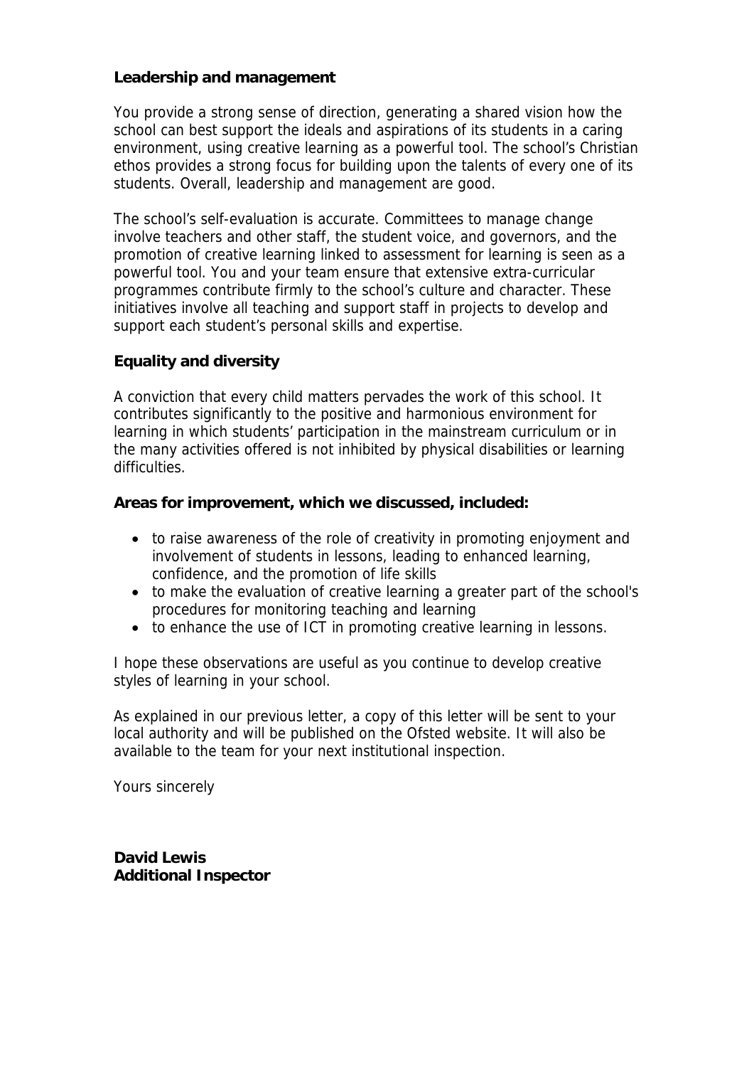**Leadership and management**

You provide a strong sense of direction, generating a shared vision how the school can best support the ideals and aspirations of its students in a caring environment, using creative learning as a powerful tool. The school's Christian ethos provides a strong focus for building upon the talents of every one of its students. Overall, leadership and management are good.

The school's self-evaluation is accurate. Committees to manage change involve teachers and other staff, the student voice, and governors, and the promotion of creative learning linked to assessment for learning is seen as a powerful tool. You and your team ensure that extensive extra-curricular programmes contribute firmly to the school's culture and character. These initiatives involve all teaching and support staff in projects to develop and support each student's personal skills and expertise.

**Equality and diversity**

A conviction that every child matters pervades the work of this school. It contributes significantly to the positive and harmonious environment for learning in which students' participation in the mainstream curriculum or in the many activities offered is not inhibited by physical disabilities or learning difficulties.

**Areas for improvement, which we discussed, included:**

- to raise awareness of the role of creativity in promoting enjoyment and involvement of students in lessons, leading to enhanced learning, confidence, and the promotion of life skills
- to make the evaluation of creative learning a greater part of the school's procedures for monitoring teaching and learning
- to enhance the use of ICT in promoting creative learning in lessons.

I hope these observations are useful as you continue to develop creative styles of learning in your school.

As explained in our previous letter, a copy of this letter will be sent to your local authority and will be published on the Ofsted website. It will also be available to the team for your next institutional inspection.

Yours sincerely

**David Lewis**
**Additional Inspector**